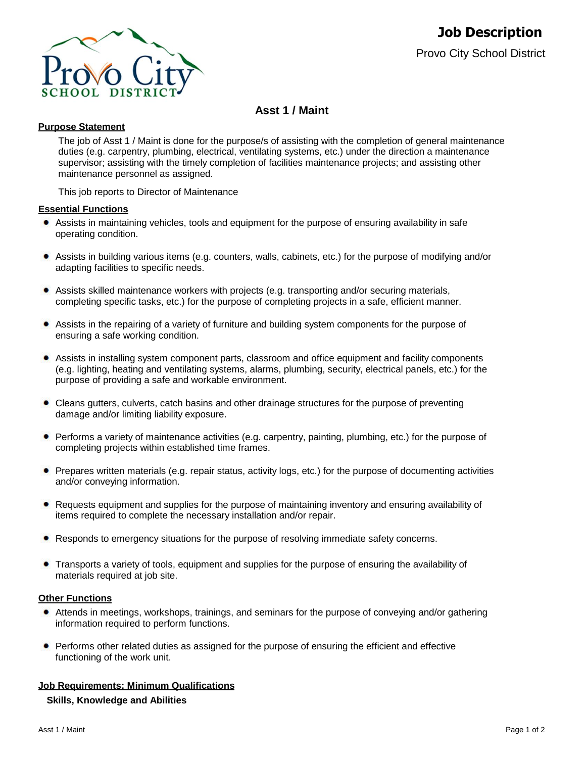# Job Description

Provo City School District

## Asst 1 / Maint

### Purpose Statement

The job of Asst 1 / Maint is done for the purpose/s of assisting with the completion of general maintenance duties (e.g. carpentry, plumbing, electrical, ventilating systems, etc.) under the direction a maintenance supervisor; assisting with the timely completion of facilities maintenance projects; and assisting other maintenance personnel as assigned.

This job reports to Director of Maintenance

### Essential Functions

- Assists in maintaining vehicles, tools and equipment for the purpose of ensuring availability in safe operating condition.
- Assists in building various items (e.g. counters, walls, cabinets, etc.) for the purpose of modifying and/or adapting facilities to specific needs.
- Assists skilled maintenance workers with projects (e.g. transporting and/or securing materials, completing specific tasks, etc.) for the purpose of completing projects in a safe, efficient manner.
- Assists in the repairing of a variety of furniture and building system components for the purpose of ensuring a safe working condition.
- Assists in installing system component parts, classroom and office equipment and facility components (e.g. lighting, heating and ventilating systems, alarms, plumbing, security, electrical panels, etc.) for the purpose of providing a safe and workable environment.
- Cleans gutters, culverts, catch basins and other drainage structures for the purpose of preventing damage and/or limiting liability exposure.
- Performs a variety of maintenance activities (e.g. carpentry, painting, plumbing, etc.) for the purpose of completing projects within established time frames.
- Prepares written materials (e.g. repair status, activity logs, etc.) for the purpose of documenting activities and/or conveying information.
- Requests equipment and supplies for the purpose of maintaining inventory and ensuring availability of items required to complete the necessary installation and/or repair.
- Responds to emergency situations for the purpose of resolving immediate safety concerns.
- Transports a variety of tools, equipment and supplies for the purpose of ensuring the availability of materials required at job site.

### Other Functions

- Attends in meetings, workshops, trainings, and seminars for the purpose of conveying and/or gathering information required to perform functions.
- Performs other related duties as assigned for the purpose of ensuring the efficient and effective functioning of the work unit.

### Job Requirements: Minimum Qualifications

**Skills, Knowledge and Abilities**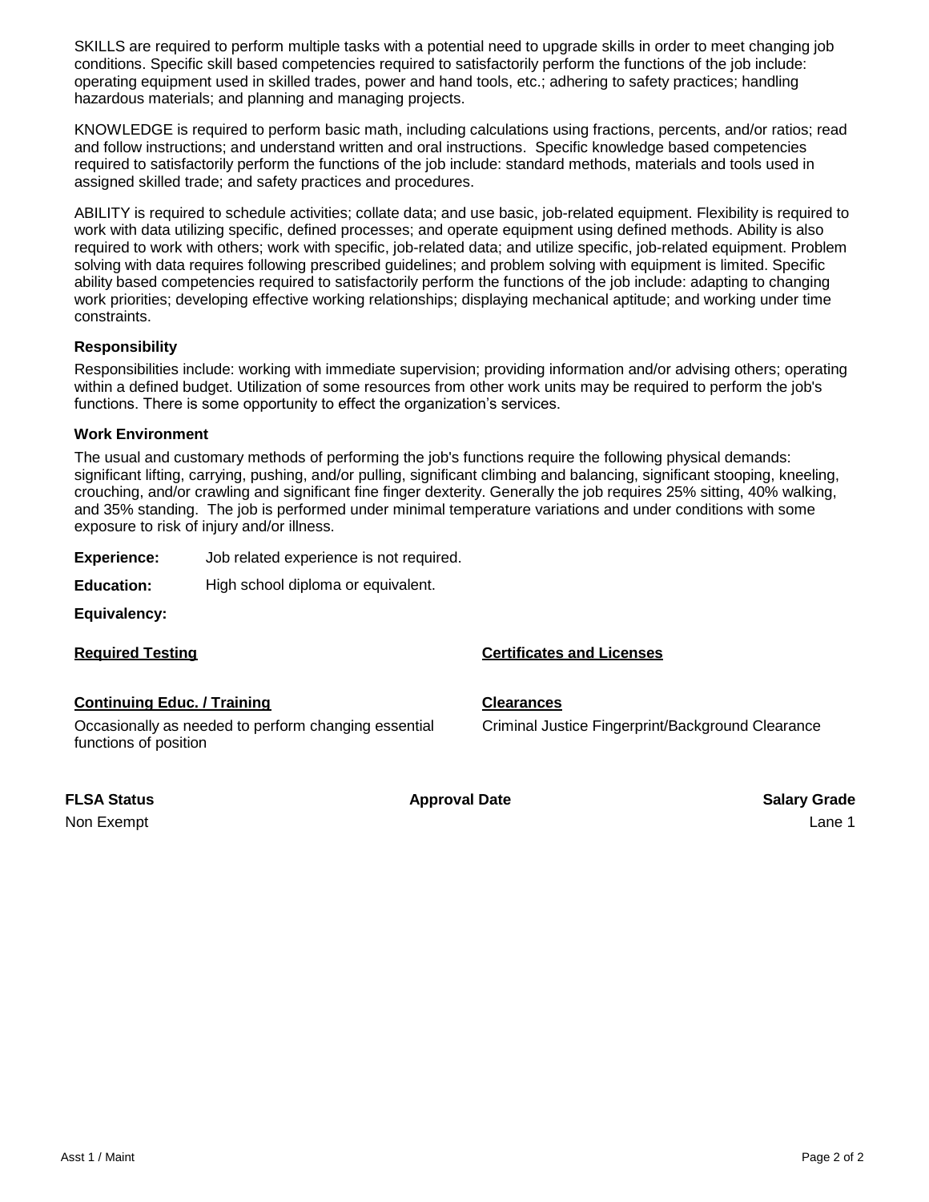SKILLS are required to perform multiple tasks with a potential need to upgrade skills in order to meet changing job conditions. Specific skill based competencies required to satisfactorily perform the functions of the job include: operating equipment used in skilled trades, power and hand tools, etc.; adhering to safety practices; handling hazardous materials; and planning and managing projects.

KNOWLEDGE is required to perform basic math, including calculations using fractions, percents, and/or ratios; read and follow instructions; and understand written and oral instructions. Specific knowledge based competencies required to satisfactorily perform the functions of the job include: standard methods, materials and tools used in assigned skilled trade; and safety practices and procedures.

ABILITY is required to schedule activities; collate data; and use basic, job-related equipment. Flexibility is required to work with data utilizing specific, defined processes; and operate equipment using defined methods. Ability is also required to work with others; work with specific, job-related data; and utilize specific, job-related equipment. Problem solving with data requires following prescribed guidelines; and problem solving with equipment is limited. Specific ability based competencies required to satisfactorily perform the functions of the job include: adapting to changing work priorities; developing effective working relationships; displaying mechanical aptitude; and working under time constraints.

### Responsibility

Responsibilities include: working with immediate supervision; providing information and/or advising others; operating within a defined budget. Utilization of some resources from other work units may be required to perform the job's functions. There is some opportunity to effect the organization's services.

### Work Environment

The usual and customary methods of performing the job's functions require the following physical demands: significant lifting, carrying, pushing, and/or pulling, significant climbing and balancing, significant stooping, kneeling, crouching, and/or crawling and significant fine finger dexterity. Generally the job requires 25% sitting, 40% walking, and 35% standing. The job is performed under minimal temperature variations and under conditions with some exposure to risk of injury and/or illness.

**Experience:** Job related experience is not required.

**Education:** High school diploma or equivalent.

**Equivalency:**

**Required Testing**

**Certificates and Licenses**

**Continuing Educ. / Training**

Occasionally as needed to perform changing essential functions of position

**Clearances**

Criminal Justice Fingerprint/Background Clearance

| FLSA Status | Approval Date | Salary Grade |
|---|---|---|
| Non Exempt | | Lane 1 |